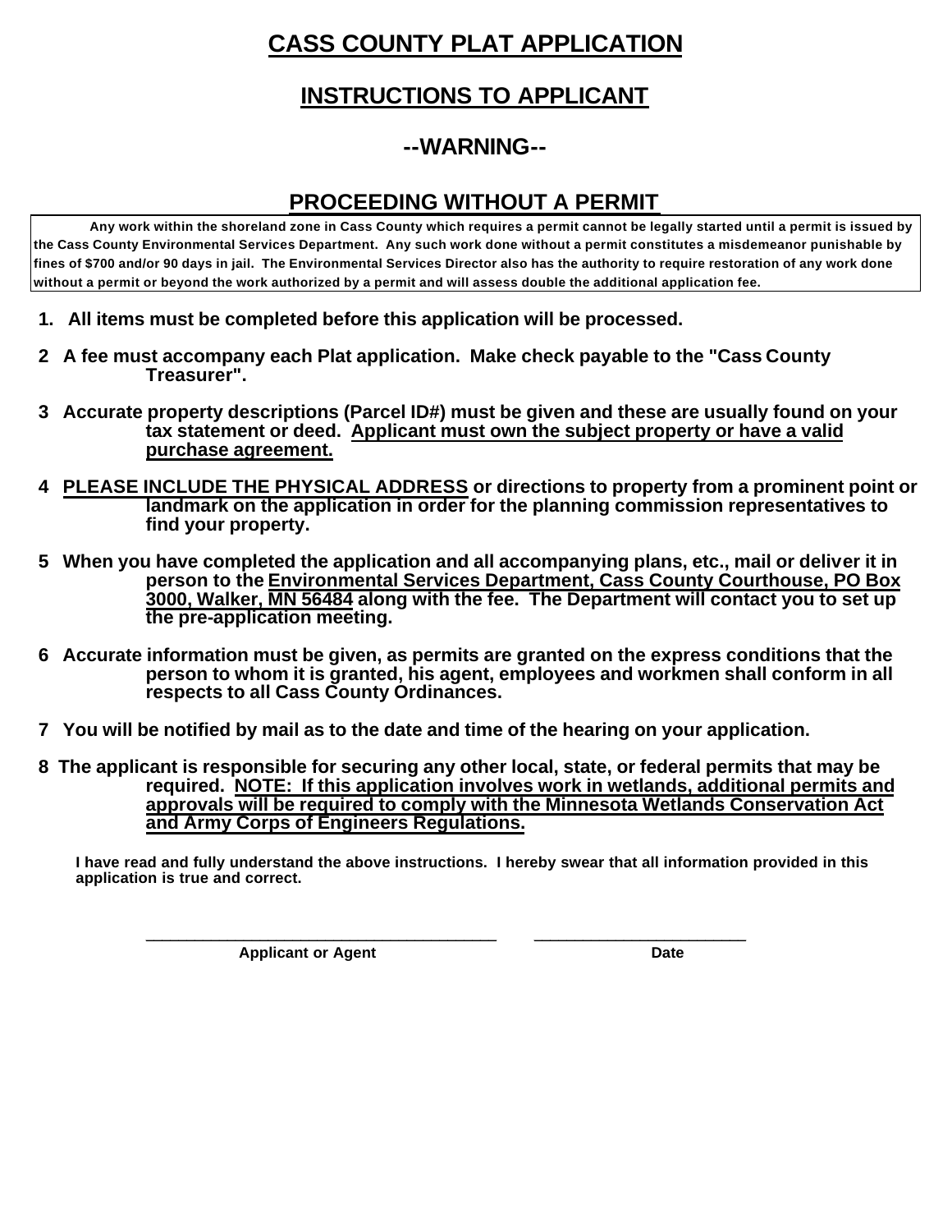# CASS COUNTY PLAT APPLICATION

## INSTRUCTIONS TO APPLICANT

## --WARNING--

## PROCEEDING WITHOUT A PERMIT

**Any work within the shoreland zone in Cass County which requires a permit cannot be legally started until a permit is issued by the Cass County Environmental Services Department. Any such work done without a permit constitutes a misdemeanor punishable by fines of $700 and/or 90 days in jail. The Environmental Services Director also has the authority to require restoration of any work done without a permit or beyond the work authorized by a permit and will assess double the additional application fee.**

1. **All items must be completed before this application will be processed.**
2. **A fee must accompany each Plat application. Make check payable to the "Cass County Treasurer".**
3. **Accurate property descriptions (Parcel ID#) must be given and these are usually found on your tax statement or deed. Applicant must own the subject property or have a valid purchase agreement.**
4. **PLEASE INCLUDE THE PHYSICAL ADDRESS or directions to property from a prominent point or landmark on the application in order for the planning commission representatives to find your property.**
5. **When you have completed the application and all accompanying plans, etc., mail or deliver it in person to the Environmental Services Department, Cass County Courthouse, PO Box 3000, Walker, MN 56484 along with the fee. The Department will contact you to set up the pre-application meeting.**
6. **Accurate information must be given, as permits are granted on the express conditions that the person to whom it is granted, his agent, employees and workmen shall conform in all respects to all Cass County Ordinances.**
7. **You will be notified by mail as to the date and time of the hearing on your application.**
8. **The applicant is responsible for securing any other local, state, or federal permits that may be required. NOTE: If this application involves work in wetlands, additional permits and approvals will be required to comply with the Minnesota Wetlands Conservation Act and Army Corps of Engineers Regulations.**

**I have read and fully understand the above instructions. I hereby swear that all information provided in this application is true and correct.**

_______________________________________ ________________________

**Applicant or Agent** **Date**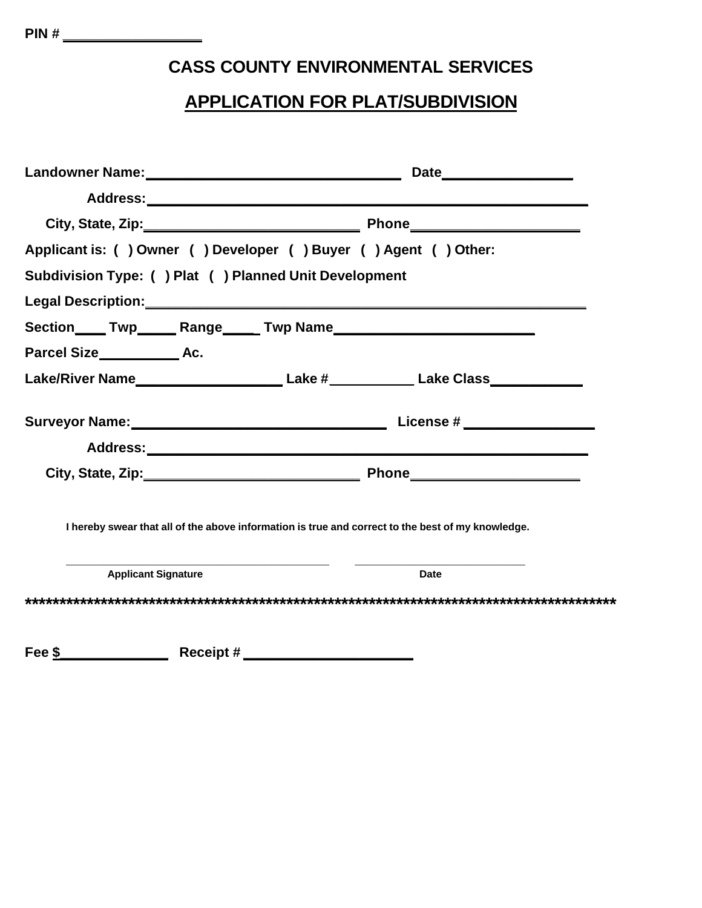**PIN # ________________**

## CASS COUNTY ENVIRONMENTAL SERVICES

## APPLICATION FOR PLAT/SUBDIVISION

**Landowner Name:**______________________________ **Date**_______________

**Address:**____________________________________________________

**City, State, Zip:**_________________________ **Phone**____________________

**Applicant is: ( ) Owner ( ) Developer ( ) Buyer ( ) Agent ( ) Other:**

**Subdivision Type: ( ) Plat ( ) Planned Unit Development**

**Legal Description:**____________________________________________________

**Section**____ **Twp**_____ **Range**____ **Twp Name**________________________

**Parcel Size**__________ **Ac.**

**Lake/River Name**_________________ **Lake #**__________ **Lake Class**___________

**Surveyor Name:**______________________________ **License #** _______________

**Address:**____________________________________________________

**City, State, Zip:**_________________________ **Phone**____________________

**I hereby swear that all of the above information is true and correct to the best of my knowledge.**

________________________________________ __________________________

**Applicant Signature** **Date**

*****************************************************************************************

**Fee $**_____________ **Receipt #** ____________________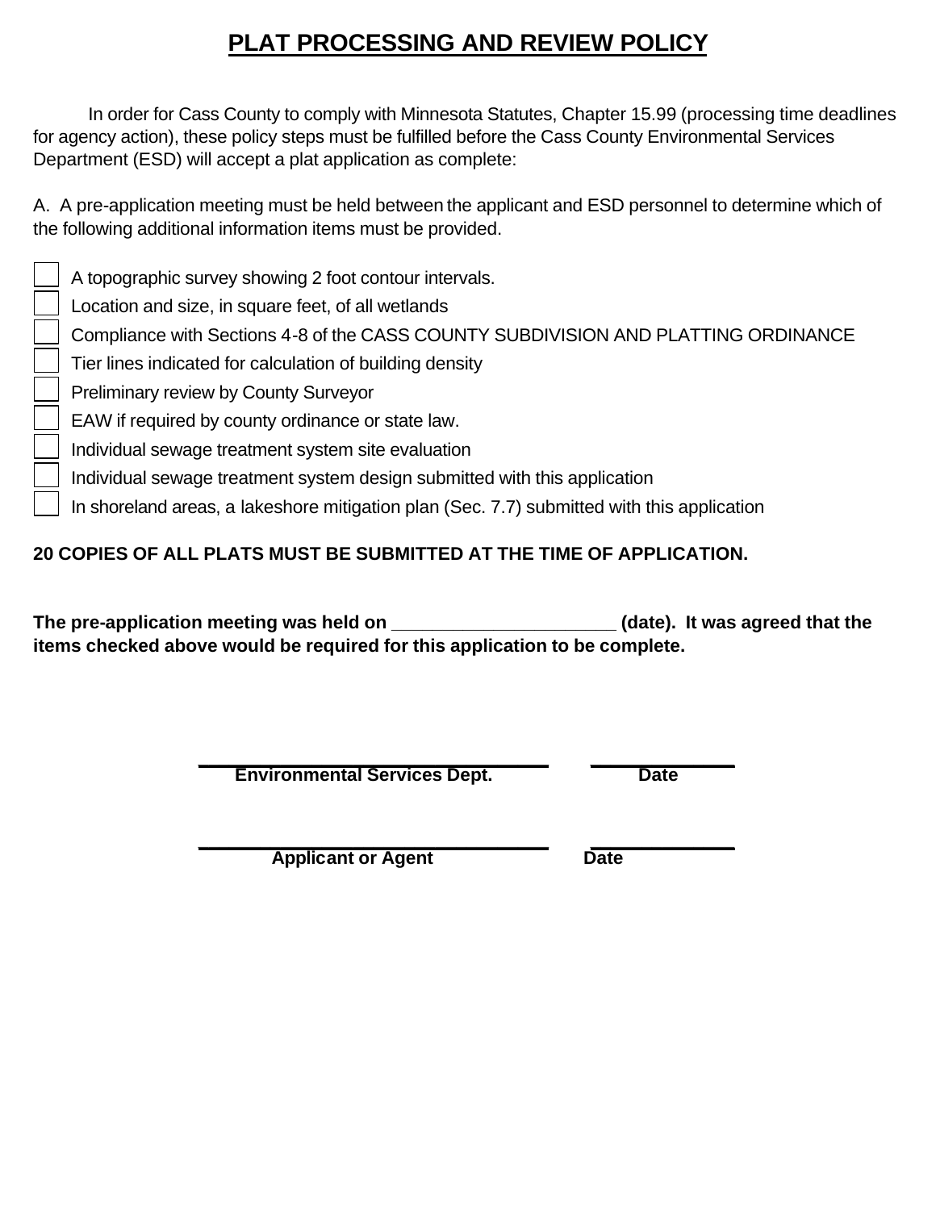# PLAT PROCESSING AND REVIEW POLICY

In order for Cass County to comply with Minnesota Statutes, Chapter 15.99 (processing time deadlines for agency action), these policy steps must be fulfilled before the Cass County Environmental Services Department (ESD) will accept a plat application as complete:

A. A pre-application meeting must be held between the applicant and ESD personnel to determine which of the following additional information items must be provided.

- ☐ A topographic survey showing 2 foot contour intervals.
- ☐ Location and size, in square feet, of all wetlands
- ☐ Compliance with Sections 4-8 of the CASS COUNTY SUBDIVISION AND PLATTING ORDINANCE
- ☐ Tier lines indicated for calculation of building density
- ☐ Preliminary review by County Surveyor
- ☐ EAW if required by county ordinance or state law.
- ☐ Individual sewage treatment system site evaluation
- ☐ Individual sewage treatment system design submitted with this application
- ☐ In shoreland areas, a lakeshore mitigation plan (Sec. 7.7) submitted with this application

**20 COPIES OF ALL PLATS MUST BE SUBMITTED AT THE TIME OF APPLICATION.**

**The pre-application meeting was held on _____________________ (date). It was agreed that the items checked above would be required for this application to be complete.**

| | |
|---|---|
| ______________________________ | ______________ |
| **Environmental Services Dept.** | **Date** |
| ______________________________ | ______________ |
| **Applicant or Agent** | **Date** |